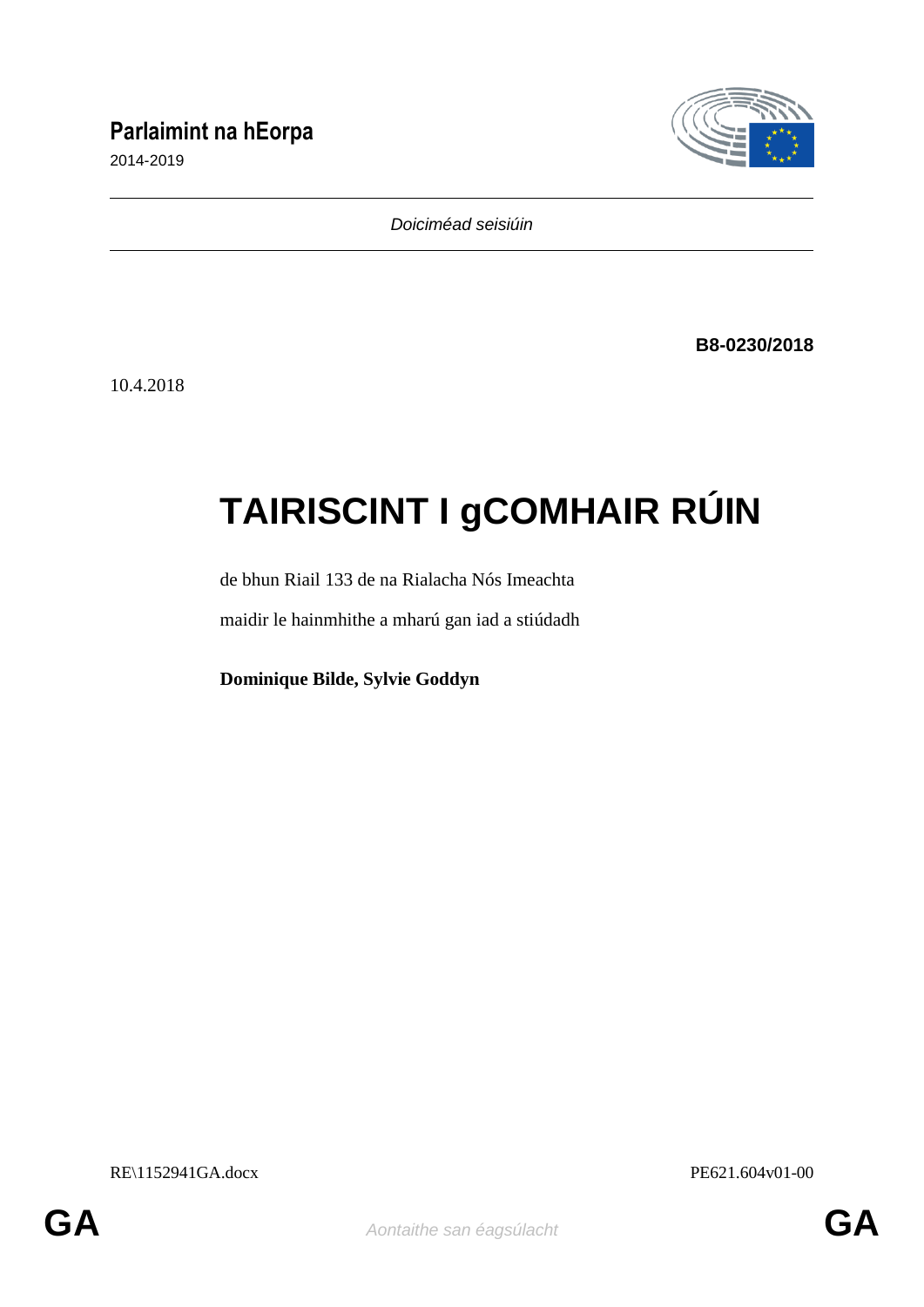**Parlaimint na hEorpa**

2014-2019

*Doiciméad seisiúin*

**B8-0230/2018**

10.4.2018

# TAIRISCINT I gCOMHAIR RÚIN

de bhun Riail 133 de na Rialacha Nós Imeachta

maidir le hainmhithe a mharú gan iad a stiúdadh

**Dominique Bilde, Sylvie Goddyn**

RE\1152941GA.docx

PE621.604v01-00

GA

*Aontaithe san éagsúlacht*

GA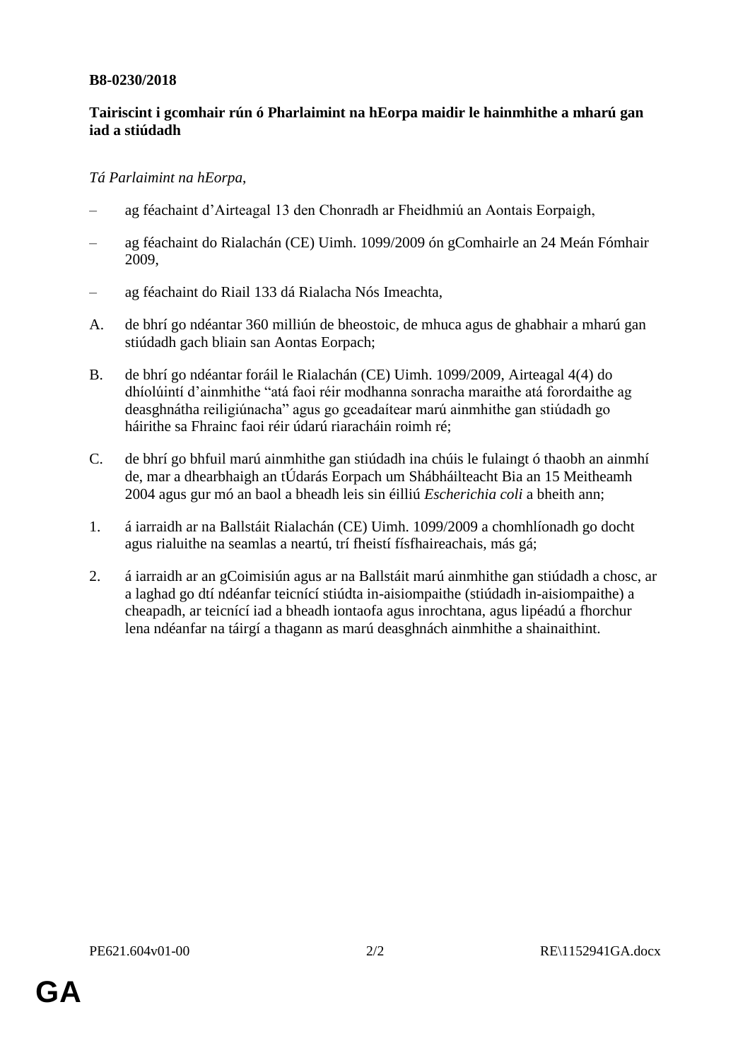**B8-0230/2018**

**Tairiscint i gcomhair rún ó Pharlaimint na hEorpa maidir le hainmhithe a mharú gan iad a stiúdadh**

*Tá Parlaimint na hEorpa*,

– ag féachaint d'Airteagal 13 den Chonradh ar Fheidhmiú an Aontais Eorpaigh,

– ag féachaint do Rialachán (CE) Uimh. 1099/2009 ón gComhairle an 24 Meán Fómhair 2009,

– ag féachaint do Riail 133 dá Rialacha Nós Imeachta,

A. de bhrí go ndéantar 360 milliún de bheostoic, de mhuca agus de ghabhair a mharú gan stiúdadh gach bliain san Aontas Eorpach;

B. de bhrí go ndéantar foráil le Rialachán (CE) Uimh. 1099/2009, Airteagal 4(4) do dhíolúintí d'ainmhithe "atá faoi réir modhanna sonracha maraithe atá forordaithe ag deasghnátha reiligiúnacha" agus go gceadaítear marú ainmhithe gan stiúdadh go háirithe sa Fhrainc faoi réir údarú riaracháin roimh ré;

C. de bhrí go bhfuil marú ainmhithe gan stiúdadh ina chúis le fulaingt ó thaobh an ainmhí de, mar a dhearbhaigh an tÚdarás Eorpach um Shábháilteacht Bia an 15 Meitheamh 2004 agus gur mó an baol a bheadh leis sin éilliú *Escherichia coli* a bheith ann;

1. á iarraidh ar na Ballstáit Rialachán (CE) Uimh. 1099/2009 a chomhlíonadh go docht agus rialuithe na seamlas a neartú, trí fheistí físfhaireachais, más gá;

2. á iarraidh ar an gCoimisiún agus ar na Ballstáit marú ainmhithe gan stiúdadh a chosc, ar a laghad go dtí ndéanfar teicnící stiúdta in-aisiompaithe (stiúdadh in-aisiompaithe) a cheapadh, ar teicnící iad a bheadh iontaofa agus inrochtana, agus lipéadú a fhorchur lena ndéanfar na táirgí a thagann as marú deasghnách ainmhithe a shainaithint.